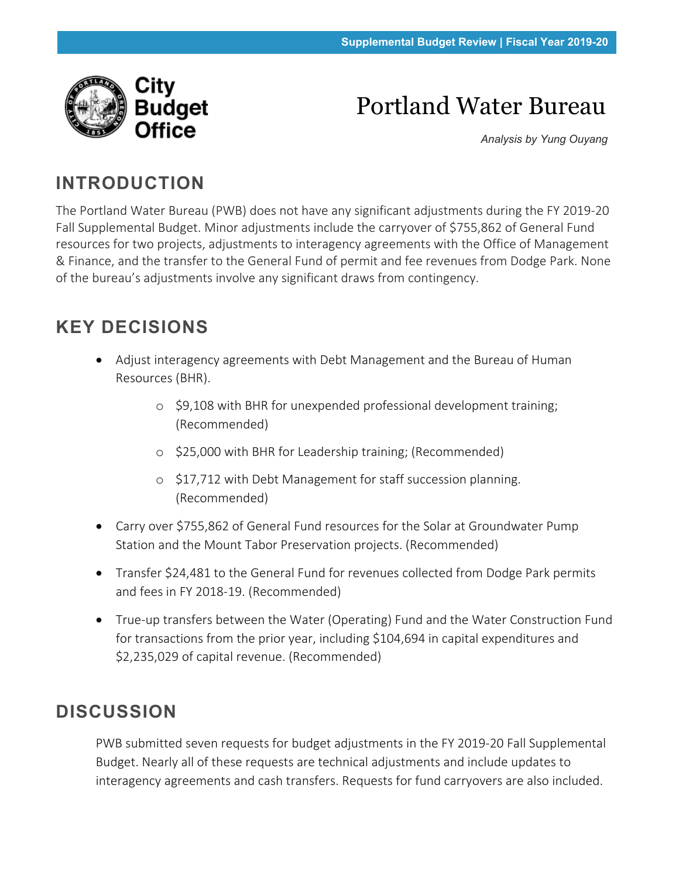# Portland Water Bureau

*Analysis by Yung Ouyang*

## INTRODUCTION

The Portland Water Bureau (PWB) does not have any significant adjustments during the FY 2019-20 Fall Supplemental Budget. Minor adjustments include the carryover of $755,862 of General Fund resources for two projects, adjustments to interagency agreements with the Office of Management & Finance, and the transfer to the General Fund of permit and fee revenues from Dodge Park. None of the bureau's adjustments involve any significant draws from contingency.

## KEY DECISIONS

- Adjust interagency agreements with Debt Management and the Bureau of Human Resources (BHR).
  - $9,108 with BHR for unexpended professional development training; (Recommended)
  - $25,000 with BHR for Leadership training; (Recommended)
  - $17,712 with Debt Management for staff succession planning. (Recommended)
- Carry over $755,862 of General Fund resources for the Solar at Groundwater Pump Station and the Mount Tabor Preservation projects. (Recommended)
- Transfer $24,481 to the General Fund for revenues collected from Dodge Park permits and fees in FY 2018-19. (Recommended)
- True-up transfers between the Water (Operating) Fund and the Water Construction Fund for transactions from the prior year, including $104,694 in capital expenditures and $2,235,029 of capital revenue. (Recommended)

## DISCUSSION

PWB submitted seven requests for budget adjustments in the FY 2019-20 Fall Supplemental Budget. Nearly all of these requests are technical adjustments and include updates to interagency agreements and cash transfers. Requests for fund carryovers are also included.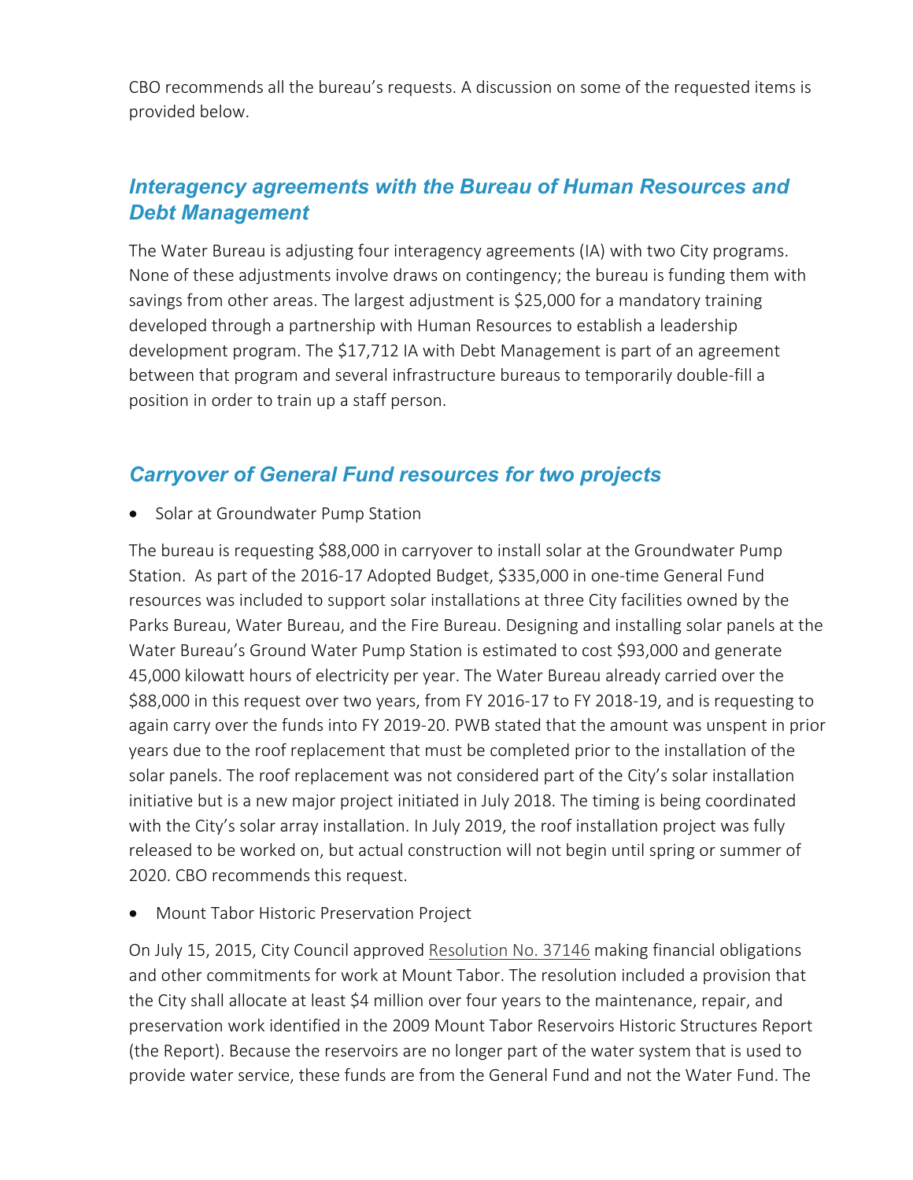CBO recommends all the bureau's requests. A discussion on some of the requested items is provided below.

## *Interagency agreements with the Bureau of Human Resources and Debt Management*

The Water Bureau is adjusting four interagency agreements (IA) with two City programs. None of these adjustments involve draws on contingency; the bureau is funding them with savings from other areas. The largest adjustment is $25,000 for a mandatory training developed through a partnership with Human Resources to establish a leadership development program. The $17,712 IA with Debt Management is part of an agreement between that program and several infrastructure bureaus to temporarily double-fill a position in order to train up a staff person.

## *Carryover of General Fund resources for two projects*

- Solar at Groundwater Pump Station

The bureau is requesting $88,000 in carryover to install solar at the Groundwater Pump Station. As part of the 2016-17 Adopted Budget, $335,000 in one-time General Fund resources was included to support solar installations at three City facilities owned by the Parks Bureau, Water Bureau, and the Fire Bureau. Designing and installing solar panels at the Water Bureau's Ground Water Pump Station is estimated to cost $93,000 and generate 45,000 kilowatt hours of electricity per year. The Water Bureau already carried over the $88,000 in this request over two years, from FY 2016-17 to FY 2018-19, and is requesting to again carry over the funds into FY 2019-20. PWB stated that the amount was unspent in prior years due to the roof replacement that must be completed prior to the installation of the solar panels. The roof replacement was not considered part of the City's solar installation initiative but is a new major project initiated in July 2018. The timing is being coordinated with the City's solar array installation. In July 2019, the roof installation project was fully released to be worked on, but actual construction will not begin until spring or summer of 2020. CBO recommends this request.

- Mount Tabor Historic Preservation Project

On July 15, 2015, City Council approved Resolution No. 37146 making financial obligations and other commitments for work at Mount Tabor. The resolution included a provision that the City shall allocate at least $4 million over four years to the maintenance, repair, and preservation work identified in the 2009 Mount Tabor Reservoirs Historic Structures Report (the Report). Because the reservoirs are no longer part of the water system that is used to provide water service, these funds are from the General Fund and not the Water Fund. The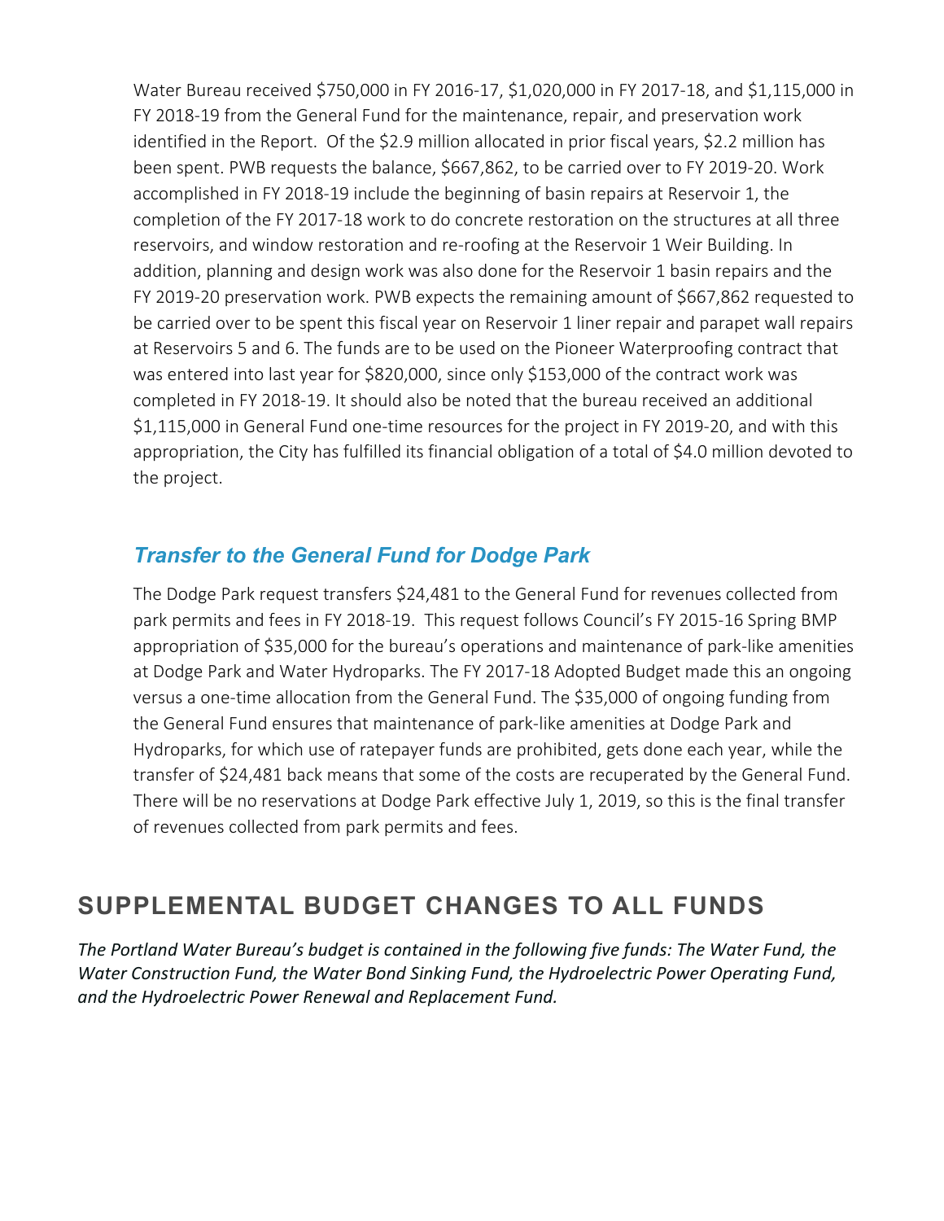Water Bureau received $750,000 in FY 2016-17, $1,020,000 in FY 2017-18, and $1,115,000 in FY 2018-19 from the General Fund for the maintenance, repair, and preservation work identified in the Report. Of the $2.9 million allocated in prior fiscal years, $2.2 million has been spent. PWB requests the balance, $667,862, to be carried over to FY 2019-20. Work accomplished in FY 2018-19 include the beginning of basin repairs at Reservoir 1, the completion of the FY 2017-18 work to do concrete restoration on the structures at all three reservoirs, and window restoration and re-roofing at the Reservoir 1 Weir Building. In addition, planning and design work was also done for the Reservoir 1 basin repairs and the FY 2019-20 preservation work. PWB expects the remaining amount of $667,862 requested to be carried over to be spent this fiscal year on Reservoir 1 liner repair and parapet wall repairs at Reservoirs 5 and 6. The funds are to be used on the Pioneer Waterproofing contract that was entered into last year for $820,000, since only $153,000 of the contract work was completed in FY 2018-19. It should also be noted that the bureau received an additional $1,115,000 in General Fund one-time resources for the project in FY 2019-20, and with this appropriation, the City has fulfilled its financial obligation of a total of $4.0 million devoted to the project.

### *Transfer to the General Fund for Dodge Park*

The Dodge Park request transfers $24,481 to the General Fund for revenues collected from park permits and fees in FY 2018-19. This request follows Council's FY 2015-16 Spring BMP appropriation of $35,000 for the bureau's operations and maintenance of park-like amenities at Dodge Park and Water Hydroparks. The FY 2017-18 Adopted Budget made this an ongoing versus a one-time allocation from the General Fund. The $35,000 of ongoing funding from the General Fund ensures that maintenance of park-like amenities at Dodge Park and Hydroparks, for which use of ratepayer funds are prohibited, gets done each year, while the transfer of $24,481 back means that some of the costs are recuperated by the General Fund. There will be no reservations at Dodge Park effective July 1, 2019, so this is the final transfer of revenues collected from park permits and fees.

## SUPPLEMENTAL BUDGET CHANGES TO ALL FUNDS

*The Portland Water Bureau's budget is contained in the following five funds: The Water Fund, the Water Construction Fund, the Water Bond Sinking Fund, the Hydroelectric Power Operating Fund, and the Hydroelectric Power Renewal and Replacement Fund.*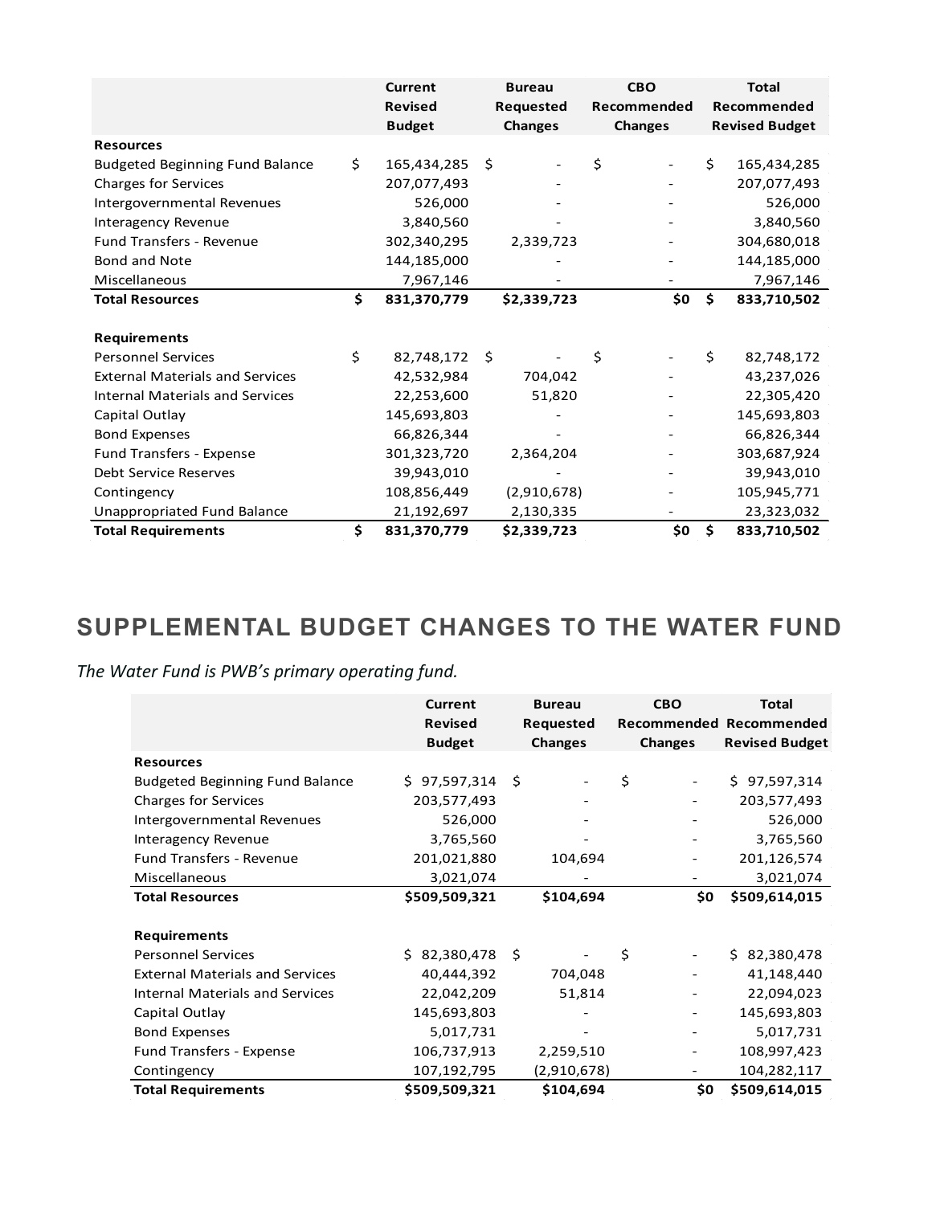| | Current Revised Budget | Bureau Requested Changes | CBO Recommended Changes | Total Recommended Revised Budget |
|---|---|---|---|---|
| **Resources** | | | | |
| Budgeted Beginning Fund Balance | $ 165,434,285 | $ - | $ - | $ 165,434,285 |
| Charges for Services | 207,077,493 | - | - | 207,077,493 |
| Intergovernmental Revenues | 526,000 | - | - | 526,000 |
| Interagency Revenue | 3,840,560 | - | - | 3,840,560 |
| Fund Transfers - Revenue | 302,340,295 | 2,339,723 | - | 304,680,018 |
| Bond and Note | 144,185,000 | - | - | 144,185,000 |
| Miscellaneous | 7,967,146 | - | - | 7,967,146 |
| **Total Resources** | **$ 831,370,779** | **$2,339,723** | **$0** | **$ 833,710,502** |
| **Requirements** | | | | |
| Personnel Services | $ 82,748,172 | $ - | $ - | $ 82,748,172 |
| External Materials and Services | 42,532,984 | 704,042 | - | 43,237,026 |
| Internal Materials and Services | 22,253,600 | 51,820 | - | 22,305,420 |
| Capital Outlay | 145,693,803 | - | - | 145,693,803 |
| Bond Expenses | 66,826,344 | - | - | 66,826,344 |
| Fund Transfers - Expense | 301,323,720 | 2,364,204 | - | 303,687,924 |
| Debt Service Reserves | 39,943,010 | - | - | 39,943,010 |
| Contingency | 108,856,449 | (2,910,678) | - | 105,945,771 |
| Unappropriated Fund Balance | 21,192,697 | 2,130,335 | - | 23,323,032 |
| **Total Requirements** | **$ 831,370,779** | **$2,339,723** | **$0** | **$ 833,710,502** |

## SUPPLEMENTAL BUDGET CHANGES TO THE WATER FUND

*The Water Fund is PWB's primary operating fund.*

| | Current Revised Budget | Bureau Requested Changes | CBO Recommended Changes | Total Recommended Revised Budget |
|---|---|---|---|---|
| **Resources** | | | | |
| Budgeted Beginning Fund Balance | $ 97,597,314 | $ - | $ - | $ 97,597,314 |
| Charges for Services | 203,577,493 | - | - | 203,577,493 |
| Intergovernmental Revenues | 526,000 | - | - | 526,000 |
| Interagency Revenue | 3,765,560 | - | - | 3,765,560 |
| Fund Transfers - Revenue | 201,021,880 | 104,694 | - | 201,126,574 |
| Miscellaneous | 3,021,074 | - | - | 3,021,074 |
| **Total Resources** | **$509,509,321** | **$104,694** | **$0** | **$509,614,015** |
| **Requirements** | | | | |
| Personnel Services | $ 82,380,478 | $ - | $ - | $ 82,380,478 |
| External Materials and Services | 40,444,392 | 704,048 | - | 41,148,440 |
| Internal Materials and Services | 22,042,209 | 51,814 | - | 22,094,023 |
| Capital Outlay | 145,693,803 | - | - | 145,693,803 |
| Bond Expenses | 5,017,731 | - | - | 5,017,731 |
| Fund Transfers - Expense | 106,737,913 | 2,259,510 | - | 108,997,423 |
| Contingency | 107,192,795 | (2,910,678) | - | 104,282,117 |
| **Total Requirements** | **$509,509,321** | **$104,694** | **$0** | **$509,614,015** |